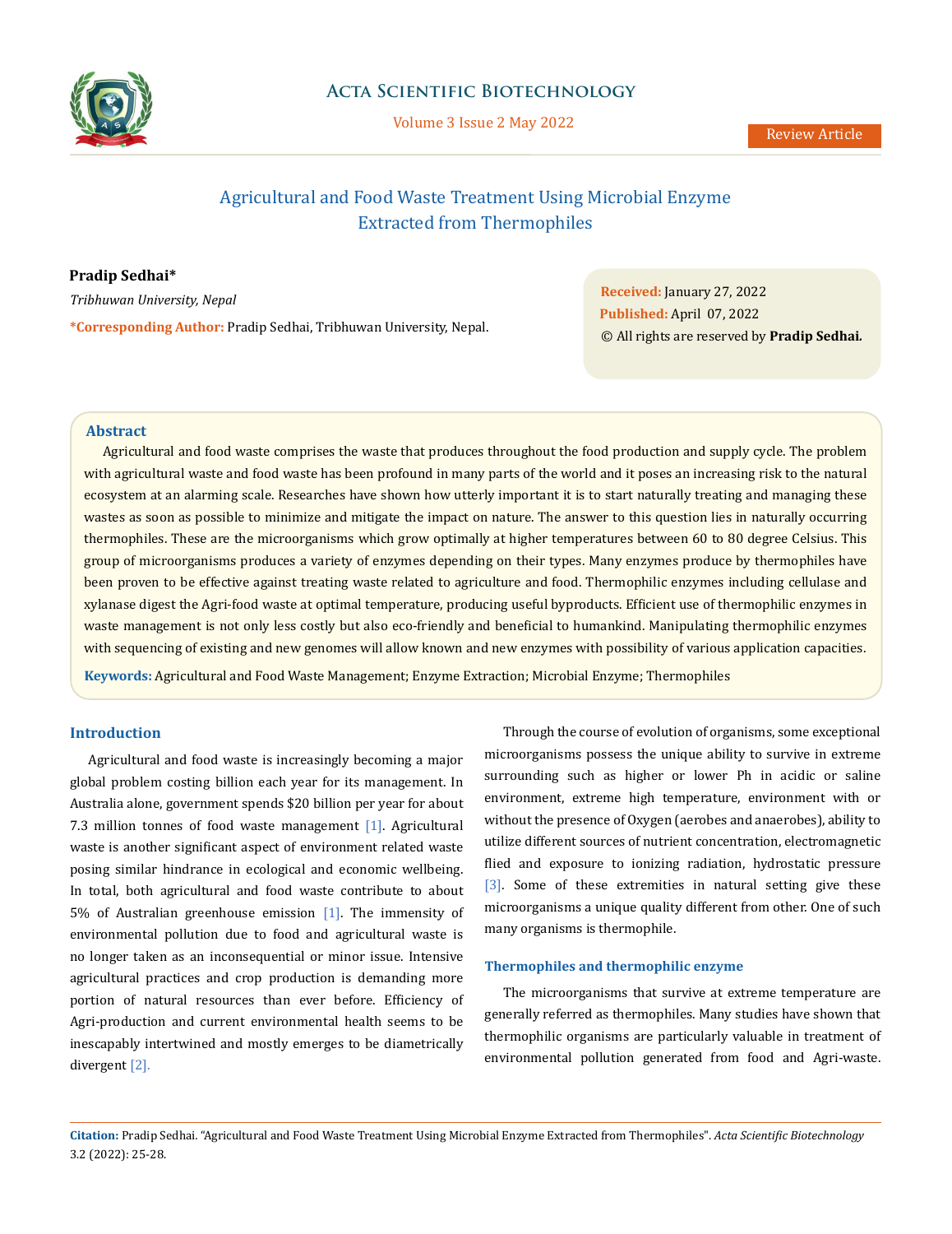Review Article

# Agricultural and Food Waste Treatment Using Microbial Enzyme Extracted from Thermophiles

**Pradip Sedhai***

*Tribhuwan University, Nepal*

***Corresponding Author:** Pradip Sedhai, Tribhuwan University, Nepal.

**Received:** January 27, 2022
**Published:** April 07, 2022
© All rights are reserved by **Pradip Sedhai.**

## Abstract

Agricultural and food waste comprises the waste that produces throughout the food production and supply cycle. The problem with agricultural waste and food waste has been profound in many parts of the world and it poses an increasing risk to the natural ecosystem at an alarming scale. Researches have shown how utterly important it is to start naturally treating and managing these wastes as soon as possible to minimize and mitigate the impact on nature. The answer to this question lies in naturally occurring thermophiles. These are the microorganisms which grow optimally at higher temperatures between 60 to 80 degree Celsius. This group of microorganisms produces a variety of enzymes depending on their types. Many enzymes produce by thermophiles have been proven to be effective against treating waste related to agriculture and food. Thermophilic enzymes including cellulase and xylanase digest the Agri-food waste at optimal temperature, producing useful byproducts. Efficient use of thermophilic enzymes in waste management is not only less costly but also eco-friendly and beneficial to humankind. Manipulating thermophilic enzymes with sequencing of existing and new genomes will allow known and new enzymes with possibility of various application capacities.

**Keywords:** Agricultural and Food Waste Management; Enzyme Extraction; Microbial Enzyme; Thermophiles

## Introduction

Agricultural and food waste is increasingly becoming a major global problem costing billion each year for its management. In Australia alone, government spends $20 billion per year for about 7.3 million tonnes of food waste management [1]. Agricultural waste is another significant aspect of environment related waste posing similar hindrance in ecological and economic wellbeing. In total, both agricultural and food waste contribute to about 5% of Australian greenhouse emission [1]. The immensity of environmental pollution due to food and agricultural waste is no longer taken as an inconsequential or minor issue. Intensive agricultural practices and crop production is demanding more portion of natural resources than ever before. Efficiency of Agri-production and current environmental health seems to be inescapably intertwined and mostly emerges to be diametrically divergent [2].

Through the course of evolution of organisms, some exceptional microorganisms possess the unique ability to survive in extreme surrounding such as higher or lower Ph in acidic or saline environment, extreme high temperature, environment with or without the presence of Oxygen (aerobes and anaerobes), ability to utilize different sources of nutrient concentration, electromagnetic flied and exposure to ionizing radiation, hydrostatic pressure [3]. Some of these extremities in natural setting give these microorganisms a unique quality different from other. One of such many organisms is thermophile.

### Thermophiles and thermophilic enzyme

The microorganisms that survive at extreme temperature are generally referred as thermophiles. Many studies have shown that thermophilic organisms are particularly valuable in treatment of environmental pollution generated from food and Agri-waste.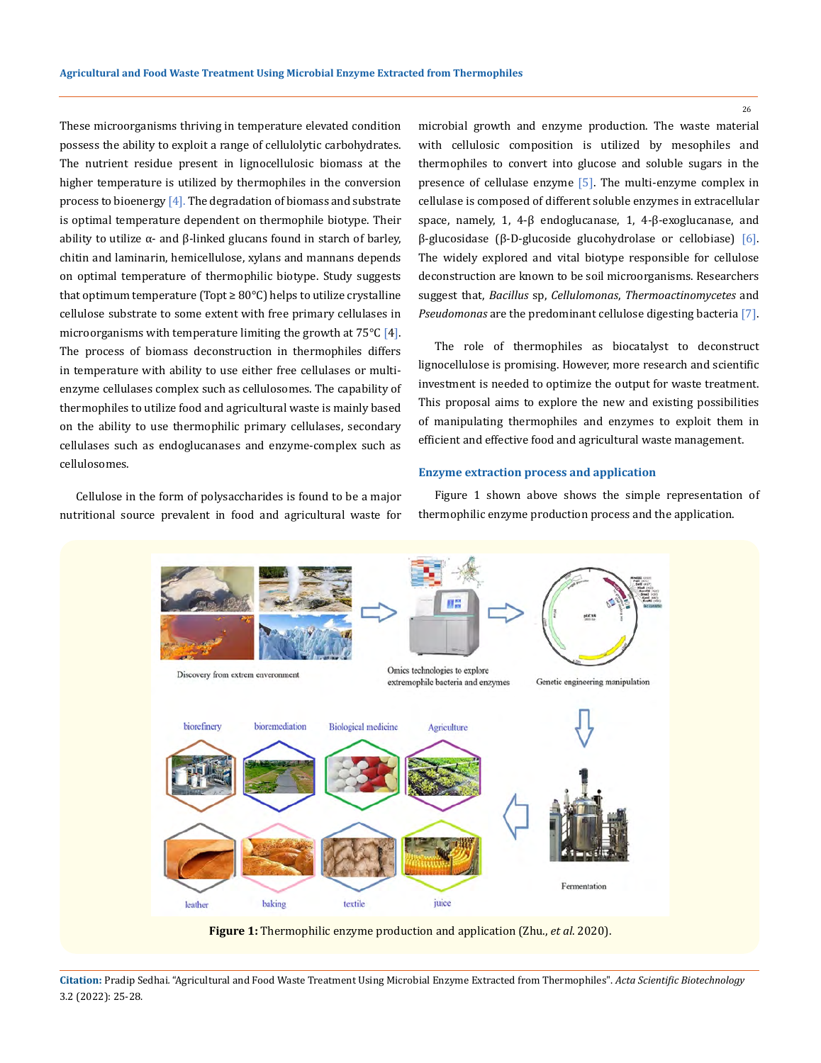These microorganisms thriving in temperature elevated condition possess the ability to exploit a range of cellulolytic carbohydrates. The nutrient residue present in lignocellulosic biomass at the higher temperature is utilized by thermophiles in the conversion process to bioenergy [4]. The degradation of biomass and substrate is optimal temperature dependent on thermophile biotype. Their ability to utilize α- and β-linked glucans found in starch of barley, chitin and laminarin, hemicellulose, xylans and mannans depends on optimal temperature of thermophilic biotype. Study suggests that optimum temperature (Topt ≥ 80°C) helps to utilize crystalline cellulose substrate to some extent with free primary cellulases in microorganisms with temperature limiting the growth at 75°C [4]. The process of biomass deconstruction in thermophiles differs in temperature with ability to use either free cellulases or multi-enzyme cellulases complex such as cellulosomes. The capability of thermophiles to utilize food and agricultural waste is mainly based on the ability to use thermophilic primary cellulases, secondary cellulases such as endoglucanases and enzyme-complex such as cellulosomes.

Cellulose in the form of polysaccharides is found to be a major nutritional source prevalent in food and agricultural waste for microbial growth and enzyme production. The waste material with cellulosic composition is utilized by mesophiles and thermophiles to convert into glucose and soluble sugars in the presence of cellulase enzyme [5]. The multi-enzyme complex in cellulase is composed of different soluble enzymes in extracellular space, namely, 1, 4-β endoglucanase, 1, 4-β-exoglucanase, and β-glucosidase (β-D-glucoside glucohydrolase or cellobiase) [6]. The widely explored and vital biotype responsible for cellulose deconstruction are known to be soil microorganisms. Researchers suggest that, *Bacillus* sp, *Cellulomonas*, *Thermoactinomycetes* and *Pseudomonas* are the predominant cellulose digesting bacteria [7].

The role of thermophiles as biocatalyst to deconstruct lignocellulose is promising. However, more research and scientific investment is needed to optimize the output for waste treatment. This proposal aims to explore the new and existing possibilities of manipulating thermophiles and enzymes to exploit them in efficient and effective food and agricultural waste management.

### Enzyme extraction process and application

Figure 1 shown above shows the simple representation of thermophilic enzyme production process and the application.

**Figure 1:** Thermophilic enzyme production and application (Zhu., *et al*. 2020).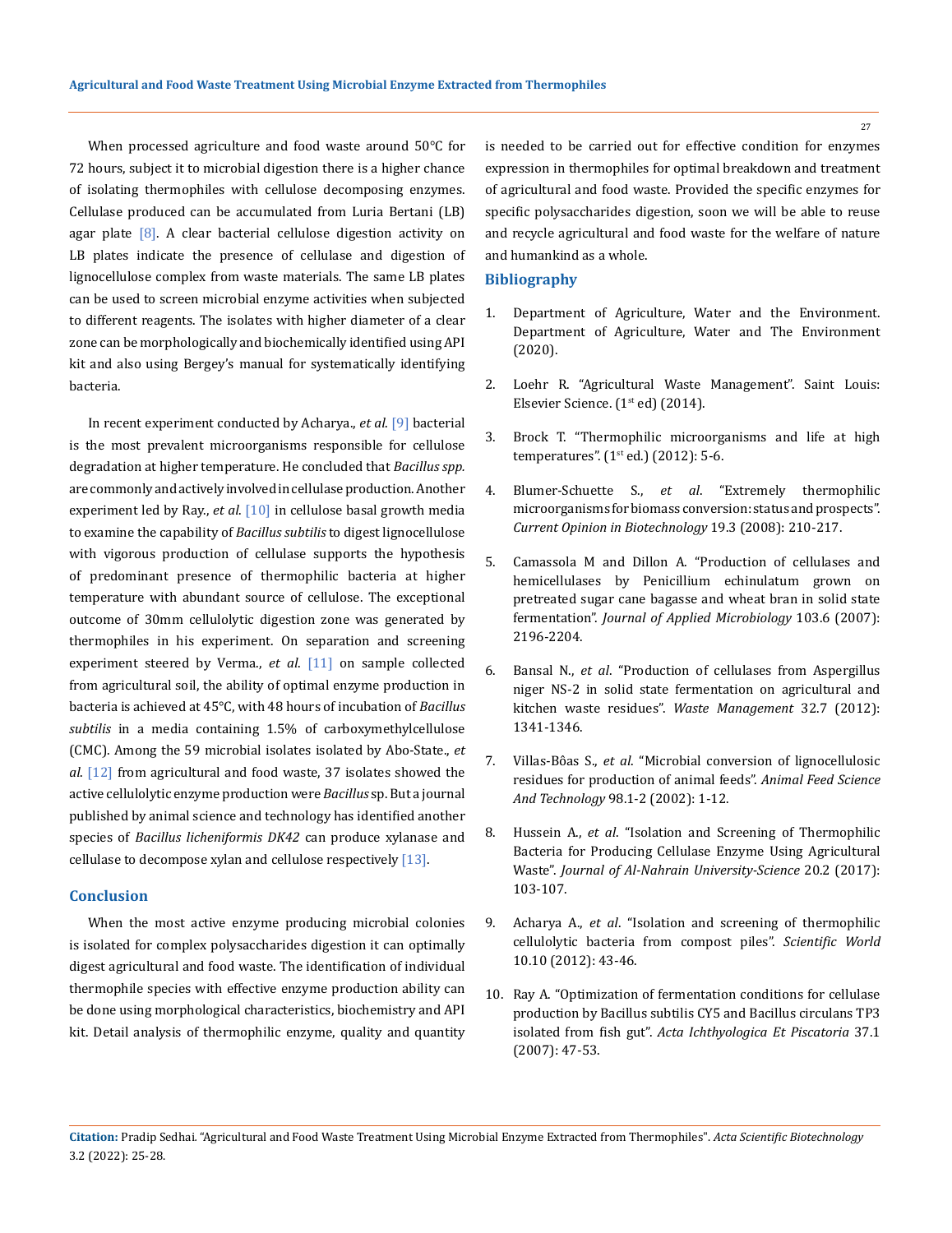When processed agriculture and food waste around 50°C for 72 hours, subject it to microbial digestion there is a higher chance of isolating thermophiles with cellulose decomposing enzymes. Cellulase produced can be accumulated from Luria Bertani (LB) agar plate [8]. A clear bacterial cellulose digestion activity on LB plates indicate the presence of cellulase and digestion of lignocellulose complex from waste materials. The same LB plates can be used to screen microbial enzyme activities when subjected to different reagents. The isolates with higher diameter of a clear zone can be morphologically and biochemically identified using API kit and also using Bergey's manual for systematically identifying bacteria.

In recent experiment conducted by Acharya., *et al*. [9] bacterial is the most prevalent microorganisms responsible for cellulose degradation at higher temperature. He concluded that *Bacillus spp.* are commonly and actively involved in cellulase production. Another experiment led by Ray., *et al*. [10] in cellulose basal growth media to examine the capability of *Bacillus subtilis* to digest lignocellulose with vigorous production of cellulase supports the hypothesis of predominant presence of thermophilic bacteria at higher temperature with abundant source of cellulose. The exceptional outcome of 30mm cellulolytic digestion zone was generated by thermophiles in his experiment. On separation and screening experiment steered by Verma., *et al*. [11] on sample collected from agricultural soil, the ability of optimal enzyme production in bacteria is achieved at 45°C, with 48 hours of incubation of *Bacillus subtilis* in a media containing 1.5% of carboxymethylcellulose (CMC). Among the 59 microbial isolates isolated by Abo-State., *et al*. [12] from agricultural and food waste, 37 isolates showed the active cellulolytic enzyme production were *Bacillus* sp. But a journal published by animal science and technology has identified another species of *Bacillus licheniformis DK42* can produce xylanase and cellulase to decompose xylan and cellulose respectively [13].

## Conclusion

When the most active enzyme producing microbial colonies is isolated for complex polysaccharides digestion it can optimally digest agricultural and food waste. The identification of individual thermophile species with effective enzyme production ability can be done using morphological characteristics, biochemistry and API kit. Detail analysis of thermophilic enzyme, quality and quantity is needed to be carried out for effective condition for enzymes expression in thermophiles for optimal breakdown and treatment of agricultural and food waste. Provided the specific enzymes for specific polysaccharides digestion, soon we will be able to reuse and recycle agricultural and food waste for the welfare of nature and humankind as a whole.

## Bibliography

1. Department of Agriculture, Water and the Environment. Department of Agriculture, Water and The Environment (2020).
2. Loehr R. "Agricultural Waste Management". Saint Louis: Elsevier Science. (1st ed) (2014).
3. Brock T. "Thermophilic microorganisms and life at high temperatures". (1st ed.) (2012): 5-6.
4. Blumer-Schuette S., *et al*. "Extremely thermophilic microorganisms for biomass conversion: status and prospects". *Current Opinion in Biotechnology* 19.3 (2008): 210-217.
5. Camassola M and Dillon A. "Production of cellulases and hemicellulases by Penicillium echinulatum grown on pretreated sugar cane bagasse and wheat bran in solid state fermentation". *Journal of Applied Microbiology* 103.6 (2007): 2196-2204.
6. Bansal N., *et al*. "Production of cellulases from Aspergillus niger NS-2 in solid state fermentation on agricultural and kitchen waste residues". *Waste Management* 32.7 (2012): 1341-1346.
7. Villas-Bôas S., *et al*. "Microbial conversion of lignocellulosic residues for production of animal feeds". *Animal Feed Science And Technology* 98.1-2 (2002): 1-12.
8. Hussein A., *et al*. "Isolation and Screening of Thermophilic Bacteria for Producing Cellulase Enzyme Using Agricultural Waste". *Journal of Al-Nahrain University-Science* 20.2 (2017): 103-107.
9. Acharya A., *et al*. "Isolation and screening of thermophilic cellulolytic bacteria from compost piles". *Scientific World* 10.10 (2012): 43-46.
10. Ray A. "Optimization of fermentation conditions for cellulase production by Bacillus subtilis CY5 and Bacillus circulans TP3 isolated from fish gut". *Acta Ichthyologica Et Piscatoria* 37.1 (2007): 47-53.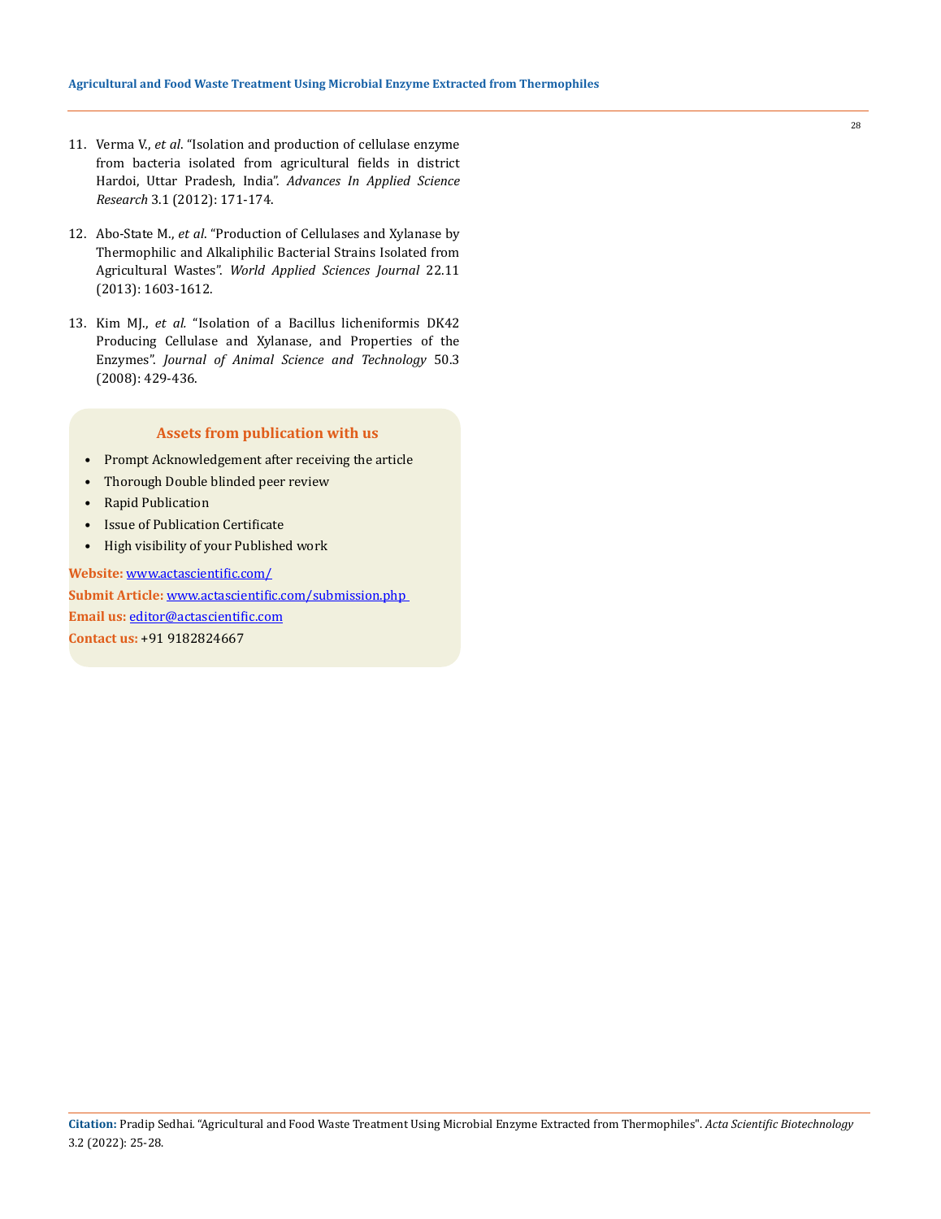11. Verma V., *et al*. "Isolation and production of cellulase enzyme from bacteria isolated from agricultural fields in district Hardoi, Uttar Pradesh, India". *Advances In Applied Science Research* 3.1 (2012): 171-174.

12. Abo-State M., *et al*. "Production of Cellulases and Xylanase by Thermophilic and Alkaliphilic Bacterial Strains Isolated from Agricultural Wastes". *World Applied Sciences Journal* 22.11 (2013): 1603-1612.

13. Kim MJ., *et al*. "Isolation of a Bacillus licheniformis DK42 Producing Cellulase and Xylanase, and Properties of the Enzymes". *Journal of Animal Science and Technology* 50.3 (2008): 429-436.

**Assets from publication with us**

- Prompt Acknowledgement after receiving the article
- Thorough Double blinded peer review
- Rapid Publication
- Issue of Publication Certificate
- High visibility of your Published work

**Website:** www.actascientific.com/

**Submit Article:** www.actascientific.com/submission.php

**Email us:** editor@actascientific.com

**Contact us:** +91 9182824667

**Citation:** Pradip Sedhai. "Agricultural and Food Waste Treatment Using Microbial Enzyme Extracted from Thermophiles". *Acta Scientific Biotechnology* 3.2 (2022): 25-28.